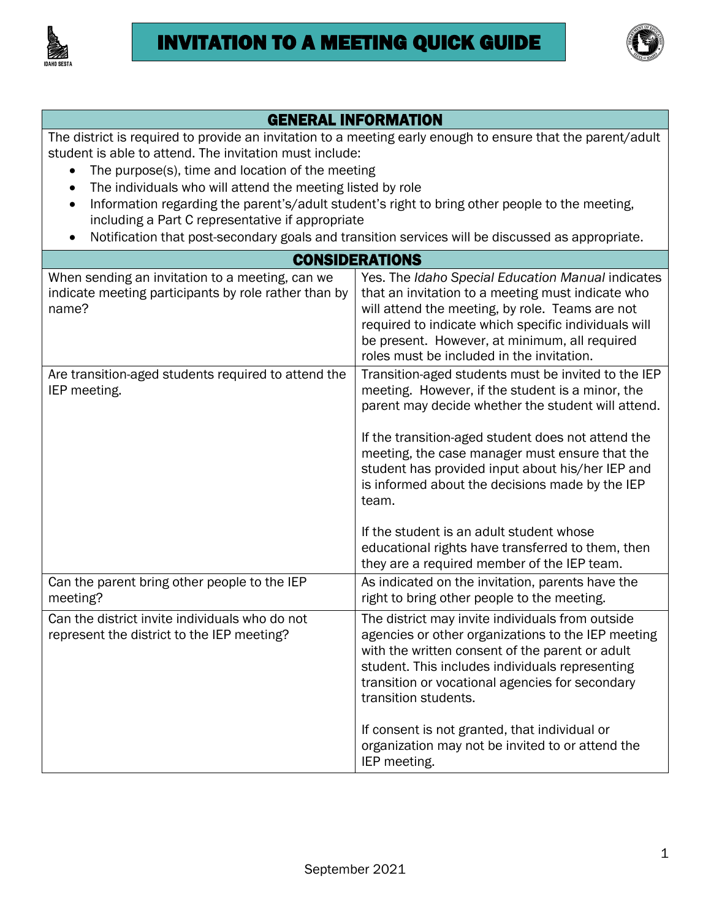# INVITATION TO A MEETING QUICK GUIDE

## GENERAL INFORMATION

The district is required to provide an invitation to a meeting early enough to ensure that the parent/adult student is able to attend. The invitation must include:

- The purpose(s), time and location of the meeting
- The individuals who will attend the meeting listed by role
- Information regarding the parent's/adult student's right to bring other people to the meeting, including a Part C representative if appropriate
- Notification that post-secondary goals and transition services will be discussed as appropriate.

## CONSIDERATIONS

| Question | Answer |
|---|---|
| When sending an invitation to a meeting, can we indicate meeting participants by role rather than by name? | Yes. The *Idaho Special Education Manual* indicates that an invitation to a meeting must indicate who will attend the meeting, by role. Teams are not required to indicate which specific individuals will be present. However, at minimum, all required roles must be included in the invitation. |
| Are transition-aged students required to attend the IEP meeting. | Transition-aged students must be invited to the IEP meeting. However, if the student is a minor, the parent may decide whether the student will attend.<br><br>If the transition-aged student does not attend the meeting, the case manager must ensure that the student has provided input about his/her IEP and is informed about the decisions made by the IEP team.<br><br>If the student is an adult student whose educational rights have transferred to them, then they are a required member of the IEP team. |
| Can the parent bring other people to the IEP meeting? | As indicated on the invitation, parents have the right to bring other people to the meeting. |
| Can the district invite individuals who do not represent the district to the IEP meeting? | The district may invite individuals from outside agencies or other organizations to the IEP meeting with the written consent of the parent or adult student. This includes individuals representing transition or vocational agencies for secondary transition students.<br><br>If consent is not granted, that individual or organization may not be invited to or attend the IEP meeting. |

September 2021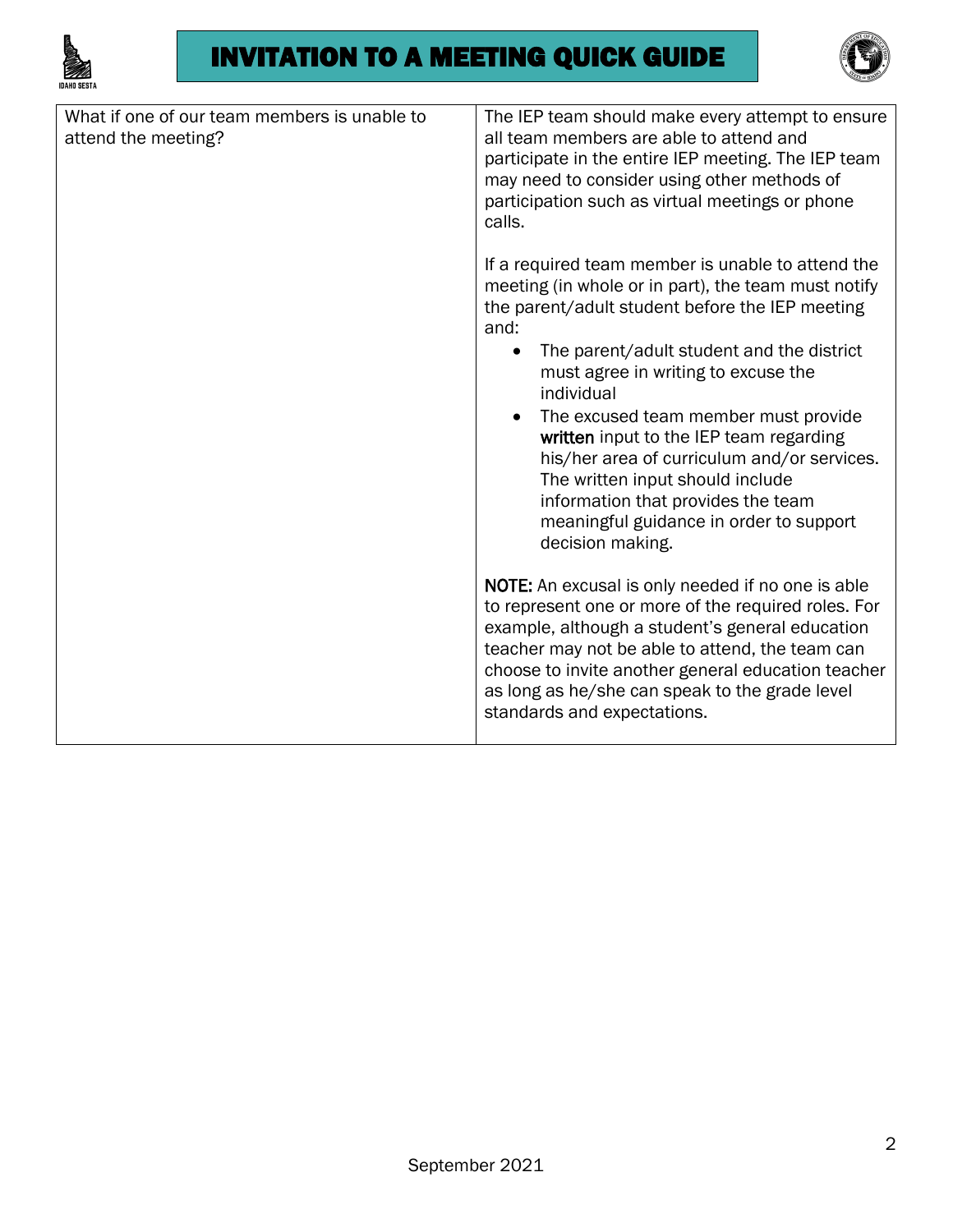# INVITATION TO A MEETING QUICK GUIDE

| | |
|---|---|
| What if one of our team members is unable to attend the meeting? | The IEP team should make every attempt to ensure all team members are able to attend and participate in the entire IEP meeting. The IEP team may need to consider using other methods of participation such as virtual meetings or phone calls.<br><br>If a required team member is unable to attend the meeting (in whole or in part), the team must notify the parent/adult student before the IEP meeting and:<br>• The parent/adult student and the district must agree in writing to excuse the individual<br>• The excused team member must provide **written** input to the IEP team regarding his/her area of curriculum and/or services. The written input should include information that provides the team meaningful guidance in order to support decision making.<br><br>**NOTE:** An excusal is only needed if no one is able to represent one or more of the required roles. For example, although a student's general education teacher may not be able to attend, the team can choose to invite another general education teacher as long as he/she can speak to the grade level standards and expectations. |

September 2021